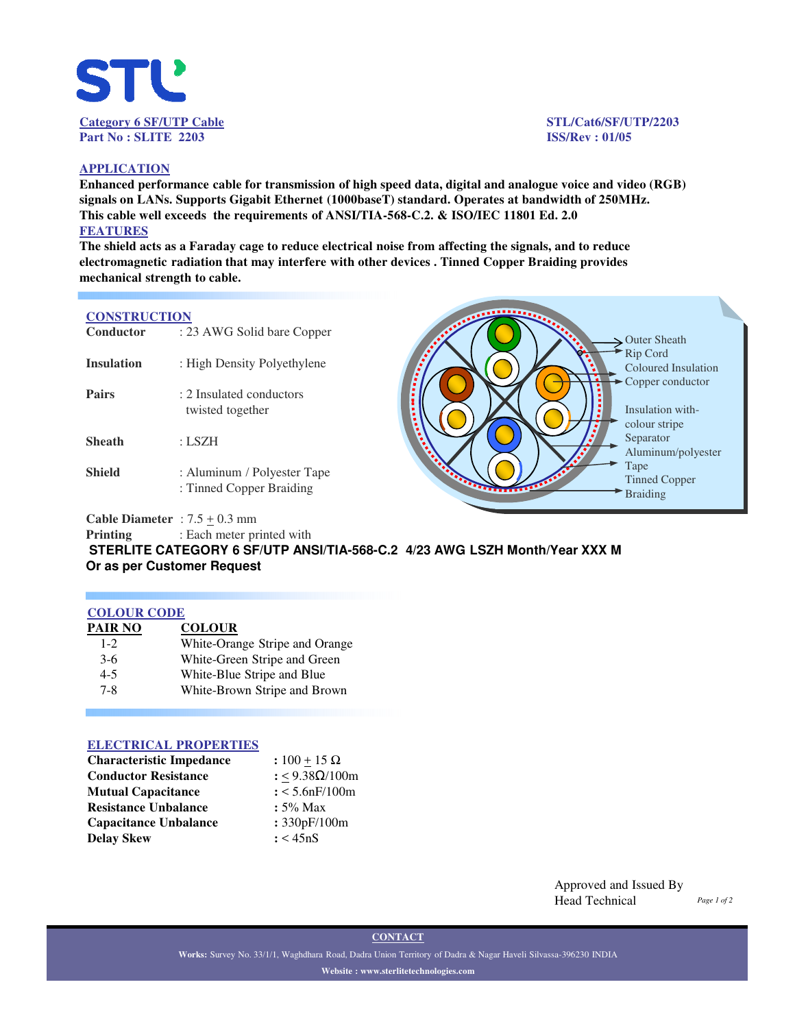**Category 6 SF/UTP Cable**
**Part No : SLITE 2203**

**STL/Cat6/SF/UTP/2203**
**ISS/Rev : 01/05**

## APPLICATION

**Enhanced performance cable for transmission of high speed data, digital and analogue voice and video (RGB) signals on LANs. Supports Gigabit Ethernet (1000baseT) standard. Operates at bandwidth of 250MHz. This cable well exceeds the requirements of ANSI/TIA-568-C.2. & ISO/IEC 11801 Ed. 2.0**

## FEATURES

**The shield acts as a Faraday cage to reduce electrical noise from affecting the signals, and to reduce electromagnetic radiation that may interfere with other devices . Tinned Copper Braiding provides mechanical strength to cable.**

## CONSTRUCTION

| | |
|---|---|
| **Conductor** | : 23 AWG Solid bare Copper |
| **Insulation** | : High Density Polyethylene |
| **Pairs** | : 2 Insulated conductors twisted together |
| **Sheath** | : LSZH |
| **Shield** | : Aluminum / Polyester Tape<br>: Tinned Copper Braiding |

Outer Sheath
Rip Cord
Coloured Insulation
Copper conductor
Insulation with-colour stripe
Separator
Aluminum/polyester Tape
Tinned Copper Braiding

**Cable Diameter** : 7.5 $\pm$ 0.3 mm
**Printing** : Each meter printed with
**STERLITE CATEGORY 6 SF/UTP ANSI/TIA-568-C.2 4/23 AWG LSZH Month/Year XXX M**
**Or as per Customer Request**

## COLOUR CODE

| PAIR NO | COLOUR |
|---|---|
| 1-2 | White-Orange Stripe and Orange |
| 3-6 | White-Green Stripe and Green |
| 4-5 | White-Blue Stripe and Blue |
| 7-8 | White-Brown Stripe and Brown |

## ELECTRICAL PROPERTIES

| | |
|---|---|
| **Characteristic Impedance** | : 100 $\pm$ 15 Ω |
| **Conductor Resistance** | : $\leq$ 9.38Ω/100m |
| **Mutual Capacitance** | : < 5.6nF/100m |
| **Resistance Unbalance** | : 5% Max |
| **Capacitance Unbalance** | : 330pF/100m |
| **Delay Skew** | : < 45nS |

Approved and Issued By
Head Technical

**CONTACT**

**Works:** Survey No. 33/1/1, Waghdhara Road, Dadra Union Territory of Dadra & Nagar Haveli Silvassa-396230 INDIA

**Website : www.sterlitetechnologies.com**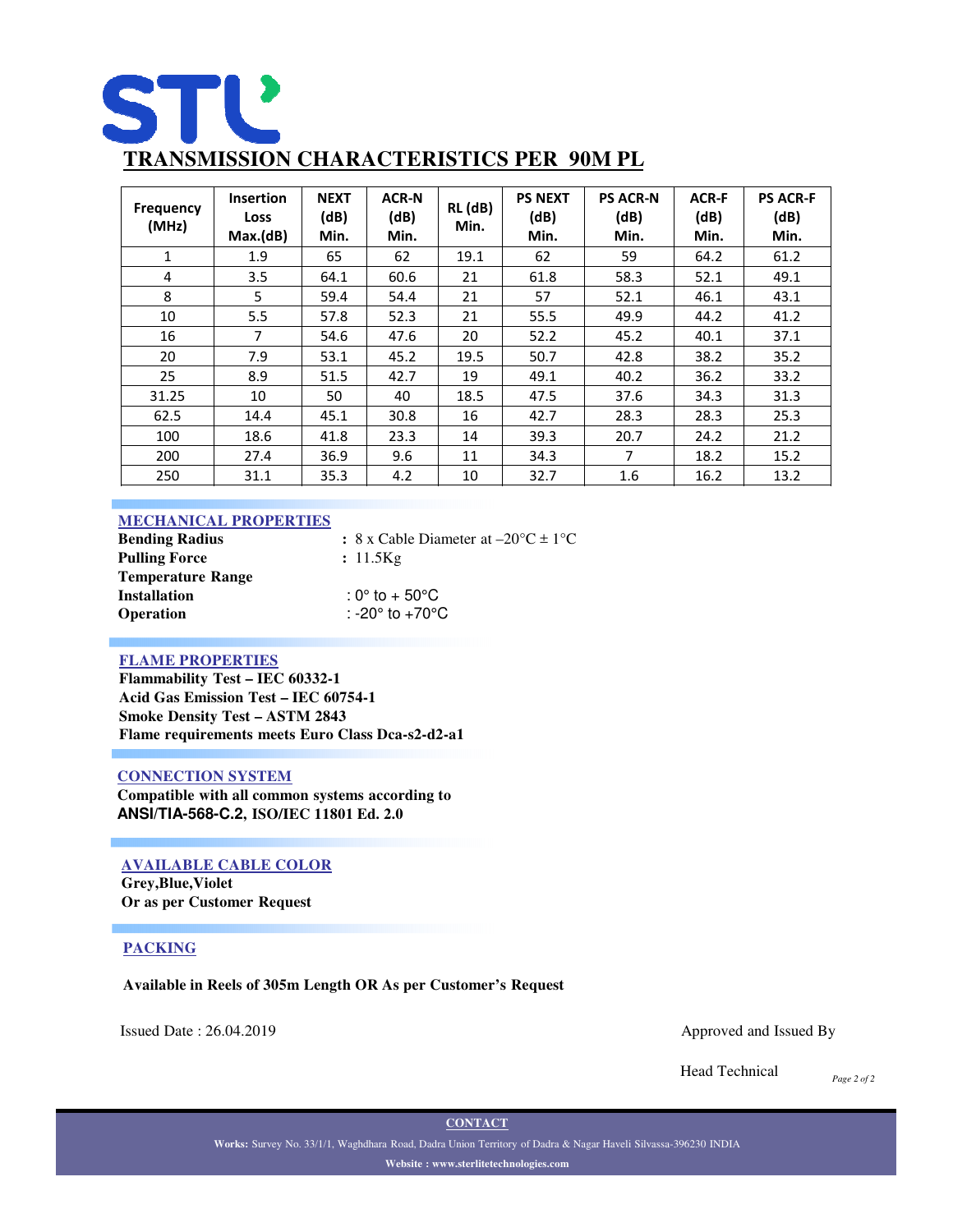# TRANSMISSION CHARACTERISTICS PER 90M PL

| Frequency (MHz) | Insertion Loss Max.(dB) | NEXT (dB) Min. | ACR-N (dB) Min. | RL (dB) Min. | PS NEXT (dB) Min. | PS ACR-N (dB) Min. | ACR-F (dB) Min. | PS ACR-F (dB) Min. |
|---|---|---|---|---|---|---|---|---|
| 1 | 1.9 | 65 | 62 | 19.1 | 62 | 59 | 64.2 | 61.2 |
| 4 | 3.5 | 64.1 | 60.6 | 21 | 61.8 | 58.3 | 52.1 | 49.1 |
| 8 | 5 | 59.4 | 54.4 | 21 | 57 | 52.1 | 46.1 | 43.1 |
| 10 | 5.5 | 57.8 | 52.3 | 21 | 55.5 | 49.9 | 44.2 | 41.2 |
| 16 | 7 | 54.6 | 47.6 | 20 | 52.2 | 45.2 | 40.1 | 37.1 |
| 20 | 7.9 | 53.1 | 45.2 | 19.5 | 50.7 | 42.8 | 38.2 | 35.2 |
| 25 | 8.9 | 51.5 | 42.7 | 19 | 49.1 | 40.2 | 36.2 | 33.2 |
| 31.25 | 10 | 50 | 40 | 18.5 | 47.5 | 37.6 | 34.3 | 31.3 |
| 62.5 | 14.4 | 45.1 | 30.8 | 16 | 42.7 | 28.3 | 28.3 | 25.3 |
| 100 | 18.6 | 41.8 | 23.3 | 14 | 39.3 | 20.7 | 24.2 | 21.2 |
| 200 | 27.4 | 36.9 | 9.6 | 11 | 34.3 | 7 | 18.2 | 15.2 |
| 250 | 31.1 | 35.3 | 4.2 | 10 | 32.7 | 1.6 | 16.2 | 13.2 |

## MECHANICAL PROPERTIES

**Bending Radius** : 8 x Cable Diameter at –20°C ± 1°C
**Pulling Force** : 11.5Kg
**Temperature Range**
**Installation** : 0° to + 50°C
**Operation** : -20° to +70°C

## FLAME PROPERTIES

**Flammability Test – IEC 60332-1**
**Acid Gas Emission Test – IEC 60754-1**
**Smoke Density Test – ASTM 2843**
**Flame requirements meets Euro Class Dca-s2-d2-a1**

## CONNECTION SYSTEM

**Compatible with all common systems according to ANSI/TIA-568-C.2, ISO/IEC 11801 Ed. 2.0**

## AVAILABLE CABLE COLOR

**Grey,Blue,Violet**
**Or as per Customer Request**

## PACKING

**Available in Reels of 305m Length OR As per Customer's Request**

Issued Date : 26.04.2019

Approved and Issued By

Head Technical

**CONTACT**

**Works:** Survey No. 33/1/1, Waghdhara Road, Dadra Union Territory of Dadra & Nagar Haveli Silvassa-396230 INDIA

**Website : www.sterlitetechnologies.com**